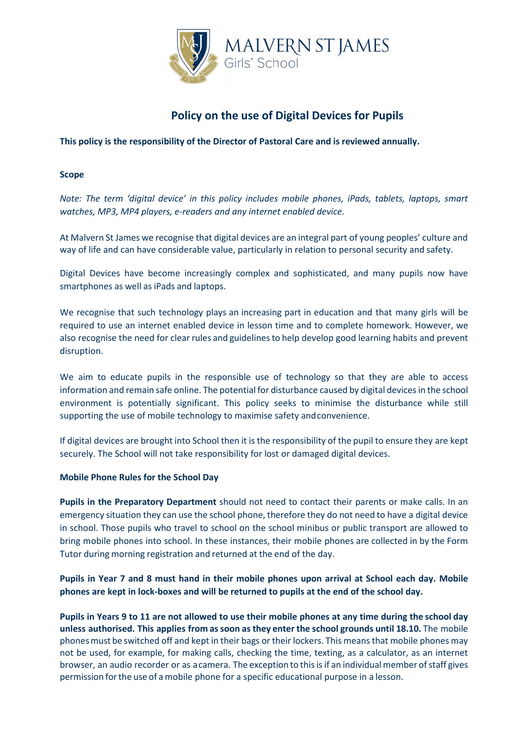MALVERN ST JAMES
Girls' School

# Policy on the use of Digital Devices for Pupils

**This policy is the responsibility of the Director of Pastoral Care and is reviewed annually.**

**Scope**

*Note: The term 'digital device' in this policy includes mobile phones, iPads, tablets, laptops, smart watches, MP3, MP4 players, e-readers and any internet enabled device.*

At Malvern St James we recognise that digital devices are an integral part of young peoples' culture and way of life and can have considerable value, particularly in relation to personal security and safety.

Digital Devices have become increasingly complex and sophisticated, and many pupils now have smartphones as well as iPads and laptops.

We recognise that such technology plays an increasing part in education and that many girls will be required to use an internet enabled device in lesson time and to complete homework. However, we also recognise the need for clear rules and guidelines to help develop good learning habits and prevent disruption.

We aim to educate pupils in the responsible use of technology so that they are able to access information and remain safe online. The potential for disturbance caused by digital devices in the school environment is potentially significant. This policy seeks to minimise the disturbance while still supporting the use of mobile technology to maximise safety and convenience.

If digital devices are brought into School then it is the responsibility of the pupil to ensure they are kept securely. The School will not take responsibility for lost or damaged digital devices.

**Mobile Phone Rules for the School Day**

**Pupils in the Preparatory Department** should not need to contact their parents or make calls. In an emergency situation they can use the school phone, therefore they do not need to have a digital device in school. Those pupils who travel to school on the school minibus or public transport are allowed to bring mobile phones into school. In these instances, their mobile phones are collected in by the Form Tutor during morning registration and returned at the end of the day.

**Pupils in Year 7 and 8 must hand in their mobile phones upon arrival at School each day. Mobile phones are kept in lock-boxes and will be returned to pupils at the end of the school day.**

**Pupils in Years 9 to 11 are not allowed to use their mobile phones at any time during the school day unless authorised. This applies from as soon as they enter the school grounds until 18.10.** The mobile phones must be switched off and kept in their bags or their lockers. This means that mobile phones may not be used, for example, for making calls, checking the time, texting, as a calculator, as an internet browser, an audio recorder or as a camera. The exception to this is if an individual member of staff gives permission for the use of a mobile phone for a specific educational purpose in a lesson.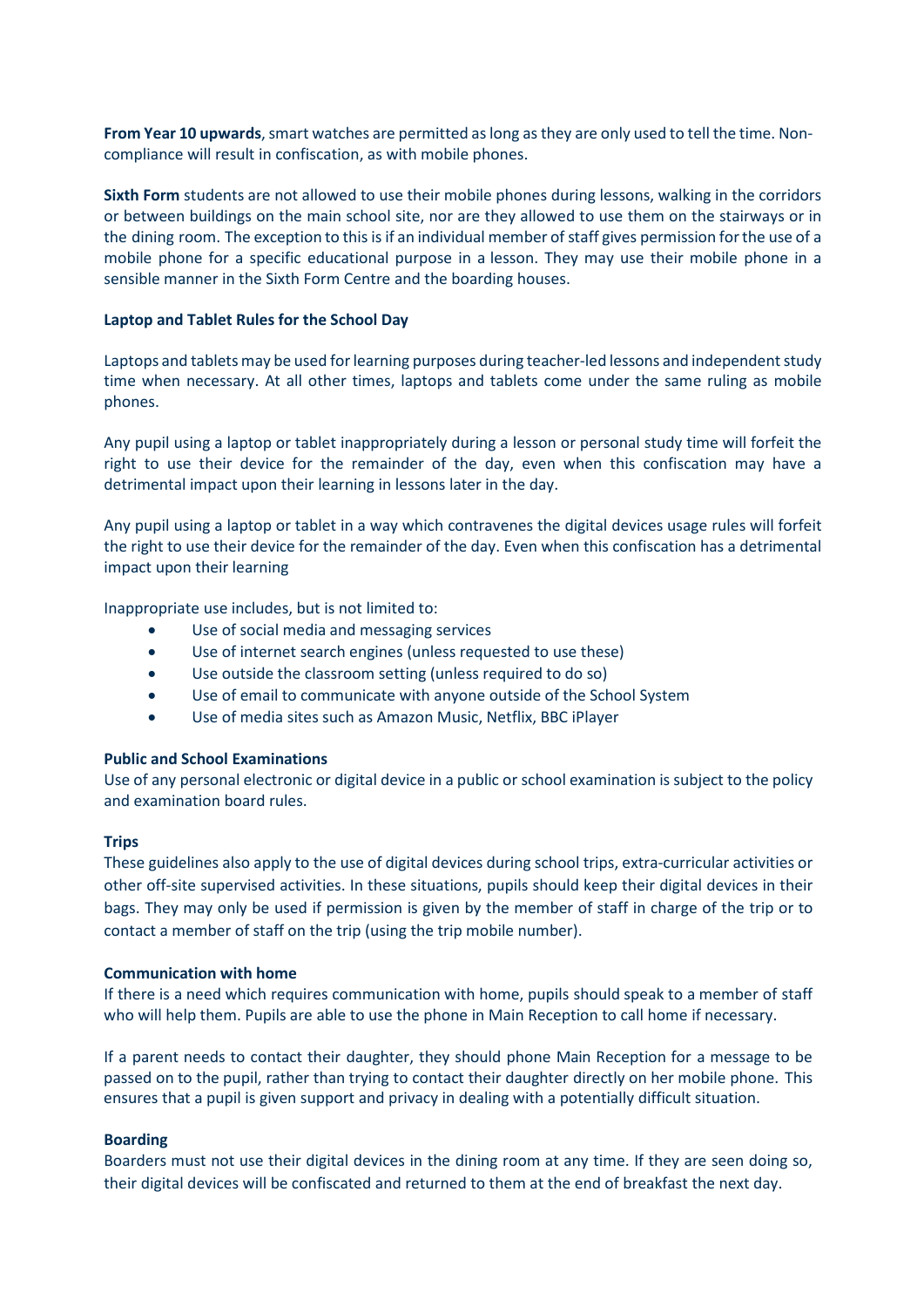**From Year 10 upwards**, smart watches are permitted as long as they are only used to tell the time. Non-compliance will result in confiscation, as with mobile phones.

**Sixth Form** students are not allowed to use their mobile phones during lessons, walking in the corridors or between buildings on the main school site, nor are they allowed to use them on the stairways or in the dining room. The exception to this is if an individual member of staff gives permission for the use of a mobile phone for a specific educational purpose in a lesson. They may use their mobile phone in a sensible manner in the Sixth Form Centre and the boarding houses.

**Laptop and Tablet Rules for the School Day**

Laptops and tablets may be used for learning purposes during teacher-led lessons and independent study time when necessary. At all other times, laptops and tablets come under the same ruling as mobile phones.

Any pupil using a laptop or tablet inappropriately during a lesson or personal study time will forfeit the right to use their device for the remainder of the day, even when this confiscation may have a detrimental impact upon their learning in lessons later in the day.

Any pupil using a laptop or tablet in a way which contravenes the digital devices usage rules will forfeit the right to use their device for the remainder of the day. Even when this confiscation has a detrimental impact upon their learning

Inappropriate use includes, but is not limited to:

- Use of social media and messaging services
- Use of internet search engines (unless requested to use these)
- Use outside the classroom setting (unless required to do so)
- Use of email to communicate with anyone outside of the School System
- Use of media sites such as Amazon Music, Netflix, BBC iPlayer

**Public and School Examinations**

Use of any personal electronic or digital device in a public or school examination is subject to the policy and examination board rules.

**Trips**

These guidelines also apply to the use of digital devices during school trips, extra-curricular activities or other off-site supervised activities. In these situations, pupils should keep their digital devices in their bags. They may only be used if permission is given by the member of staff in charge of the trip or to contact a member of staff on the trip (using the trip mobile number).

**Communication with home**

If there is a need which requires communication with home, pupils should speak to a member of staff who will help them. Pupils are able to use the phone in Main Reception to call home if necessary.

If a parent needs to contact their daughter, they should phone Main Reception for a message to be passed on to the pupil, rather than trying to contact their daughter directly on her mobile phone. This ensures that a pupil is given support and privacy in dealing with a potentially difficult situation.

**Boarding**

Boarders must not use their digital devices in the dining room at any time. If they are seen doing so, their digital devices will be confiscated and returned to them at the end of breakfast the next day.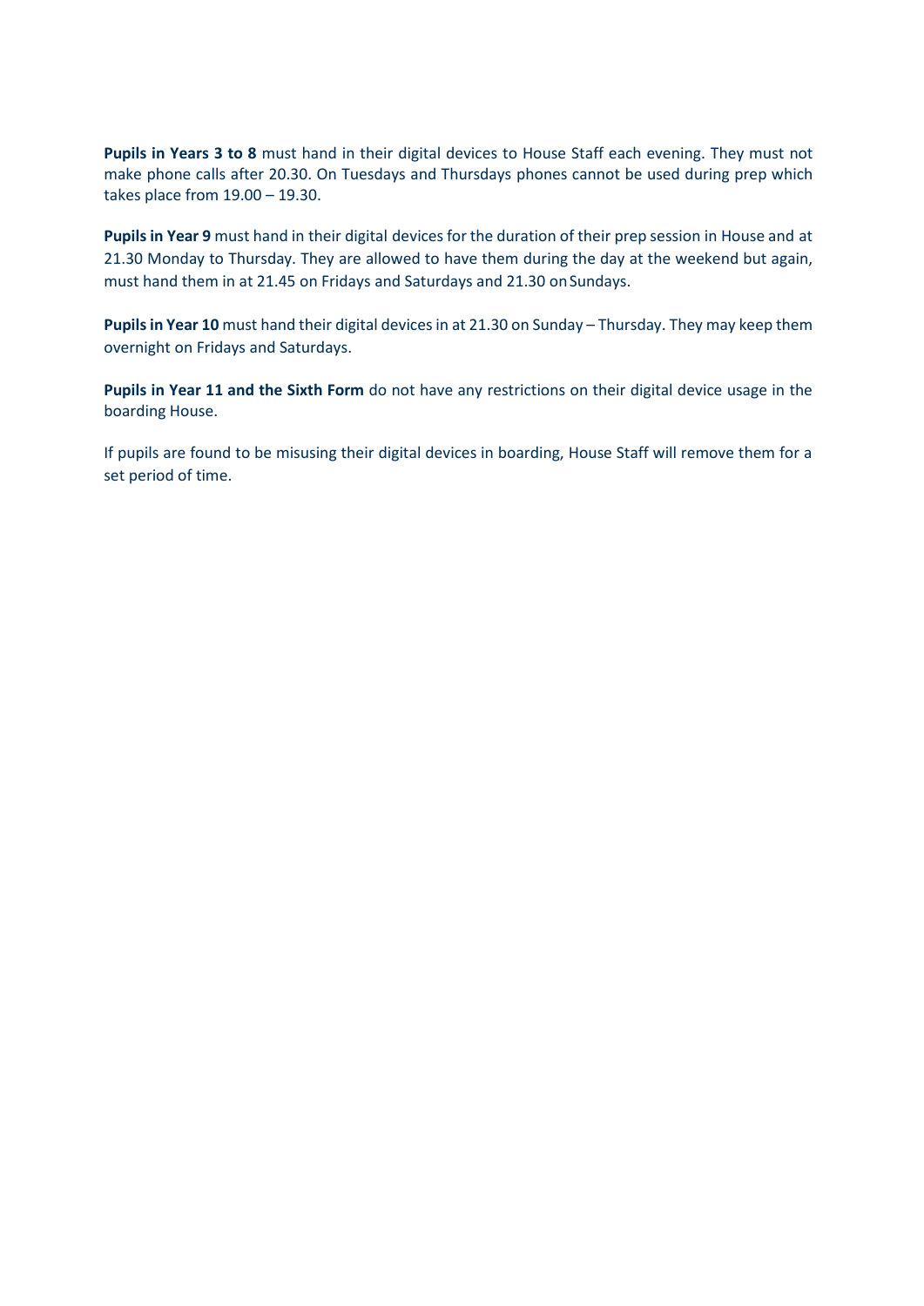**Pupils in Years 3 to 8** must hand in their digital devices to House Staff each evening. They must not make phone calls after 20.30. On Tuesdays and Thursdays phones cannot be used during prep which takes place from 19.00 – 19.30.

**Pupils in Year 9** must hand in their digital devices for the duration of their prep session in House and at 21.30 Monday to Thursday. They are allowed to have them during the day at the weekend but again, must hand them in at 21.45 on Fridays and Saturdays and 21.30 on Sundays.

**Pupils in Year 10** must hand their digital devices in at 21.30 on Sunday – Thursday. They may keep them overnight on Fridays and Saturdays.

**Pupils in Year 11 and the Sixth Form** do not have any restrictions on their digital device usage in the boarding House.

If pupils are found to be misusing their digital devices in boarding, House Staff will remove them for a set period of time.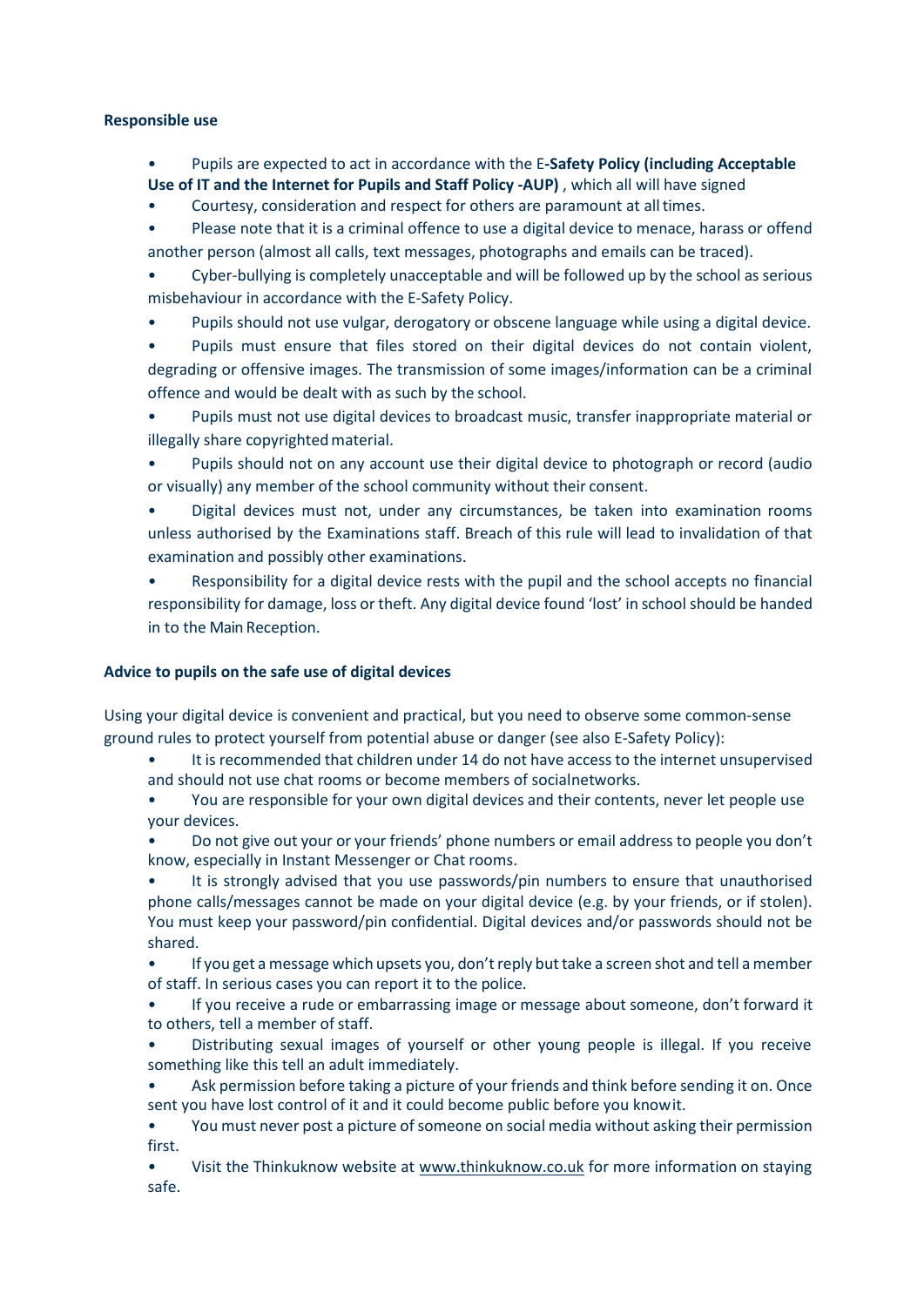**Responsible use**

- Pupils are expected to act in accordance with the E**-Safety Policy (including Acceptable Use of IT and the Internet for Pupils and Staff Policy -AUP)** , which all will have signed
- Courtesy, consideration and respect for others are paramount at all times.
- Please note that it is a criminal offence to use a digital device to menace, harass or offend another person (almost all calls, text messages, photographs and emails can be traced).
- Cyber-bullying is completely unacceptable and will be followed up by the school as serious misbehaviour in accordance with the E-Safety Policy.
- Pupils should not use vulgar, derogatory or obscene language while using a digital device.
- Pupils must ensure that files stored on their digital devices do not contain violent, degrading or offensive images. The transmission of some images/information can be a criminal offence and would be dealt with as such by the school.
- Pupils must not use digital devices to broadcast music, transfer inappropriate material or illegally share copyrighted material.
- Pupils should not on any account use their digital device to photograph or record (audio or visually) any member of the school community without their consent.
- Digital devices must not, under any circumstances, be taken into examination rooms unless authorised by the Examinations staff. Breach of this rule will lead to invalidation of that examination and possibly other examinations.
- Responsibility for a digital device rests with the pupil and the school accepts no financial responsibility for damage, loss or theft. Any digital device found 'lost' in school should be handed in to the Main Reception.

**Advice to pupils on the safe use of digital devices**

Using your digital device is convenient and practical, but you need to observe some common-sense ground rules to protect yourself from potential abuse or danger (see also E-Safety Policy):

- It is recommended that children under 14 do not have access to the internet unsupervised and should not use chat rooms or become members of socialnetworks.
- You are responsible for your own digital devices and their contents, never let people use your devices.
- Do not give out your or your friends' phone numbers or email address to people you don't know, especially in Instant Messenger or Chat rooms.
- It is strongly advised that you use passwords/pin numbers to ensure that unauthorised phone calls/messages cannot be made on your digital device (e.g. by your friends, or if stolen). You must keep your password/pin confidential. Digital devices and/or passwords should not be shared.
- If you get a message which upsets you, don't reply but take a screen shot and tell a member of staff. In serious cases you can report it to the police.
- If you receive a rude or embarrassing image or message about someone, don't forward it to others, tell a member of staff.
- Distributing sexual images of yourself or other young people is illegal. If you receive something like this tell an adult immediately.
- Ask permission before taking a picture of your friends and think before sending it on. Once sent you have lost control of it and it could become public before you knowit.
- You must never post a picture of someone on social media without asking their permission first.
- Visit the Thinkuknow website at www.thinkuknow.co.uk for more information on staying safe.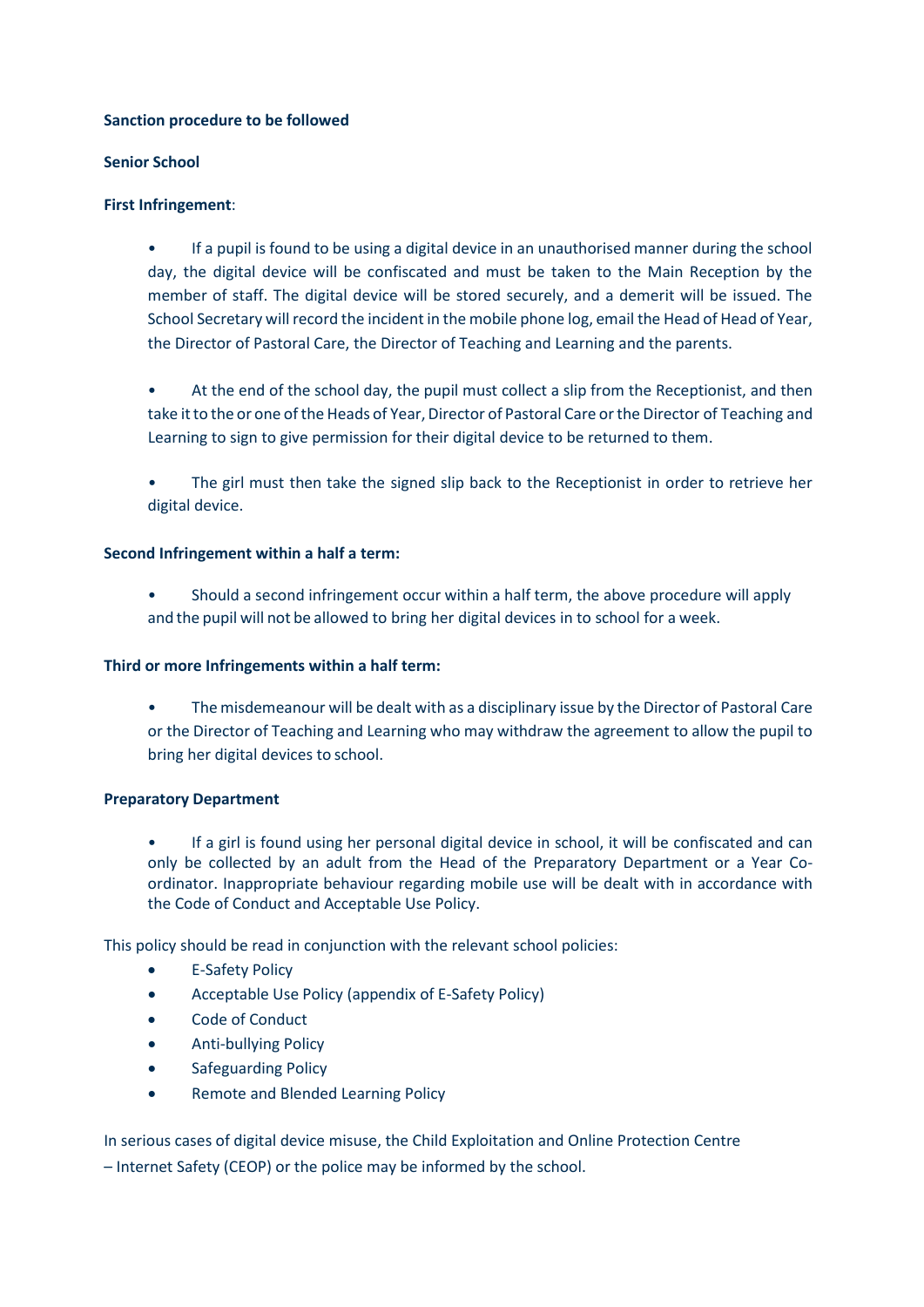**Sanction procedure to be followed**

**Senior School**

**First Infringement**:

- If a pupil is found to be using a digital device in an unauthorised manner during the school day, the digital device will be confiscated and must be taken to the Main Reception by the member of staff. The digital device will be stored securely, and a demerit will be issued. The School Secretary will record the incident in the mobile phone log, email the Head of Head of Year, the Director of Pastoral Care, the Director of Teaching and Learning and the parents.

- At the end of the school day, the pupil must collect a slip from the Receptionist, and then take it to the or one of the Heads of Year, Director of Pastoral Care or the Director of Teaching and Learning to sign to give permission for their digital device to be returned to them.

- The girl must then take the signed slip back to the Receptionist in order to retrieve her digital device.

**Second Infringement within a half a term:**

- Should a second infringement occur within a half term, the above procedure will apply and the pupil will not be allowed to bring her digital devices in to school for a week.

**Third or more Infringements within a half term:**

- The misdemeanour will be dealt with as a disciplinary issue by the Director of Pastoral Care or the Director of Teaching and Learning who may withdraw the agreement to allow the pupil to bring her digital devices to school.

**Preparatory Department**

- If a girl is found using her personal digital device in school, it will be confiscated and can only be collected by an adult from the Head of the Preparatory Department or a Year Co-ordinator. Inappropriate behaviour regarding mobile use will be dealt with in accordance with the Code of Conduct and Acceptable Use Policy.

This policy should be read in conjunction with the relevant school policies:

- E-Safety Policy
- Acceptable Use Policy (appendix of E-Safety Policy)
- Code of Conduct
- Anti-bullying Policy
- Safeguarding Policy
- Remote and Blended Learning Policy

In serious cases of digital device misuse, the Child Exploitation and Online Protection Centre – Internet Safety (CEOP) or the police may be informed by the school.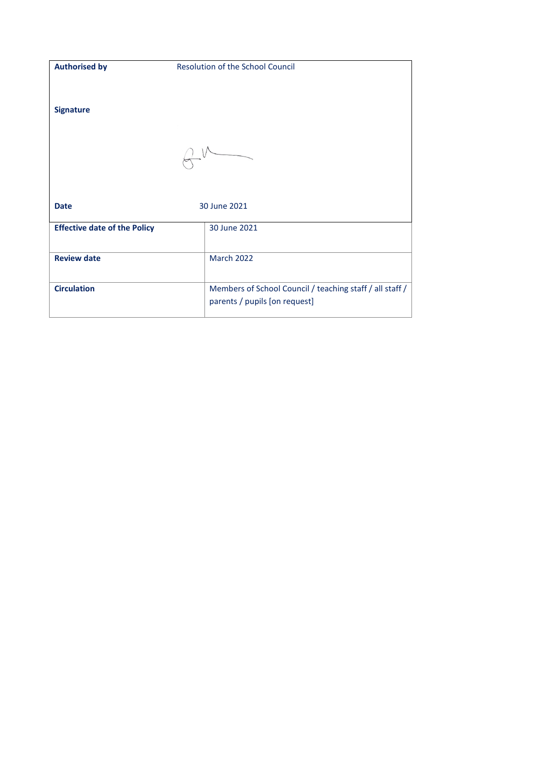| | |
|---|---|
| **Authorised by** | Resolution of the School Council |
| **Signature** | |
| **Date** | 30 June 2021 |
| **Effective date of the Policy** | 30 June 2021 |
| **Review date** | March 2022 |
| **Circulation** | Members of School Council / teaching staff / all staff / parents / pupils [on request] |